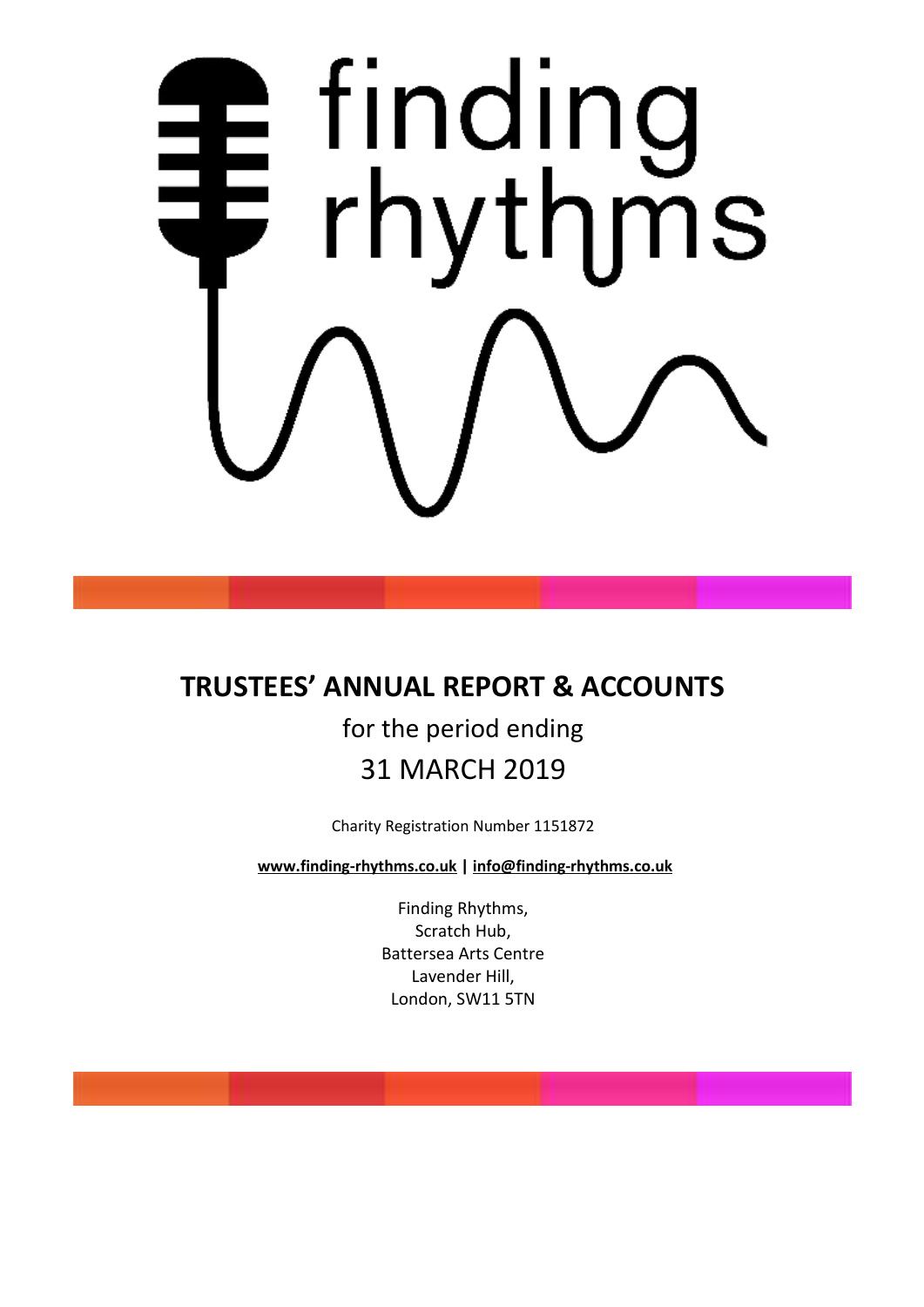finding rhythms

# TRUSTEES' ANNUAL REPORT & ACCOUNTS

for the period ending

31 MARCH 2019

Charity Registration Number 1151872

**www.finding-rhythms.co.uk | info@finding-rhythms.co.uk**

Finding Rhythms,
Scratch Hub,
Battersea Arts Centre
Lavender Hill,
London, SW11 5TN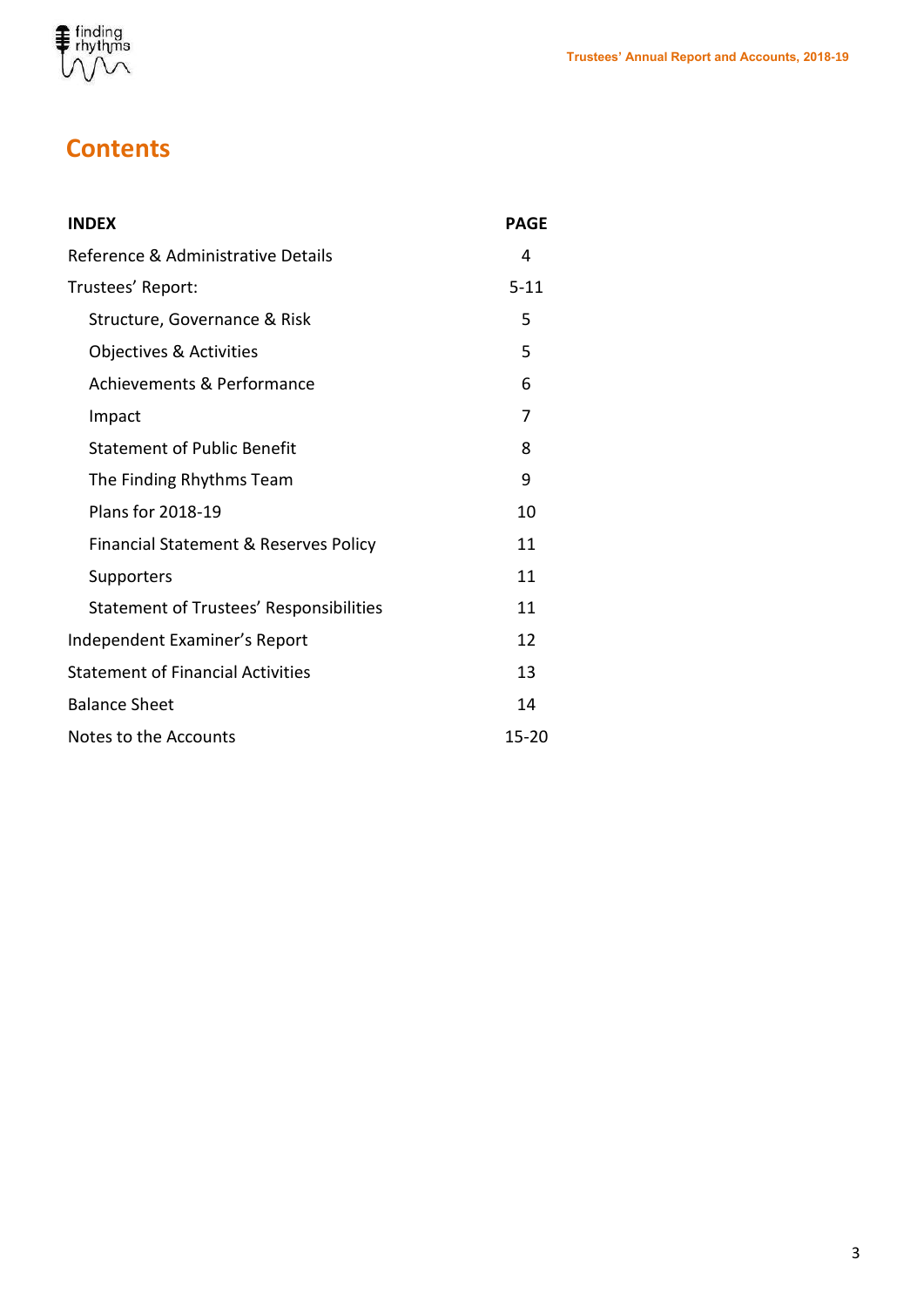# Contents

| INDEX | PAGE |
|---|---|
| Reference & Administrative Details | 4 |
| Trustees' Report: | 5-11 |
| Structure, Governance & Risk | 5 |
| Objectives & Activities | 5 |
| Achievements & Performance | 6 |
| Impact | 7 |
| Statement of Public Benefit | 8 |
| The Finding Rhythms Team | 9 |
| Plans for 2018-19 | 10 |
| Financial Statement & Reserves Policy | 11 |
| Supporters | 11 |
| Statement of Trustees' Responsibilities | 11 |
| Independent Examiner's Report | 12 |
| Statement of Financial Activities | 13 |
| Balance Sheet | 14 |
| Notes to the Accounts | 15-20 |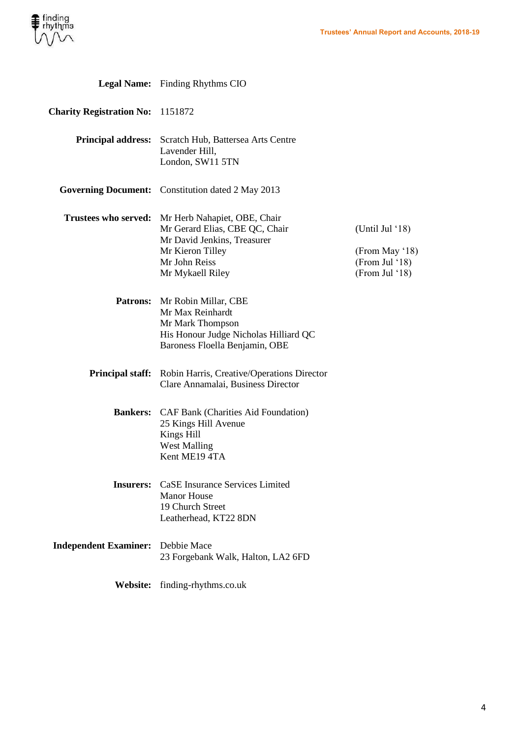| | | |
|---|---|---|
| **Legal Name:** | Finding Rhythms CIO | |
| **Charity Registration No:** | 1151872 | |
| **Principal address:** | Scratch Hub, Battersea Arts Centre<br>Lavender Hill,<br>London, SW11 5TN | |
| **Governing Document:** | Constitution dated 2 May 2013 | |
| **Trustees who served:** | Mr Herb Nahapiet, OBE, Chair | |
| | Mr Gerard Elias, CBE QC, Chair | (Until Jul '18) |
| | Mr David Jenkins, Treasurer | |
| | Mr Kieron Tilley | (From May '18) |
| | Mr John Reiss | (From Jul '18) |
| | Mr Mykaell Riley | (From Jul '18) |
| **Patrons:** | Mr Robin Millar, CBE<br>Mr Max Reinhardt<br>Mr Mark Thompson<br>His Honour Judge Nicholas Hilliard QC<br>Baroness Floella Benjamin, OBE | |
| **Principal staff:** | Robin Harris, Creative/Operations Director<br>Clare Annamalai, Business Director | |
| **Bankers:** | CAF Bank (Charities Aid Foundation)<br>25 Kings Hill Avenue<br>Kings Hill<br>West Malling<br>Kent ME19 4TA | |
| **Insurers:** | CaSE Insurance Services Limited<br>Manor House<br>19 Church Street<br>Leatherhead, KT22 8DN | |
| **Independent Examiner:** | Debbie Mace<br>23 Forgebank Walk, Halton, LA2 6FD | |
| **Website:** | finding-rhythms.co.uk | |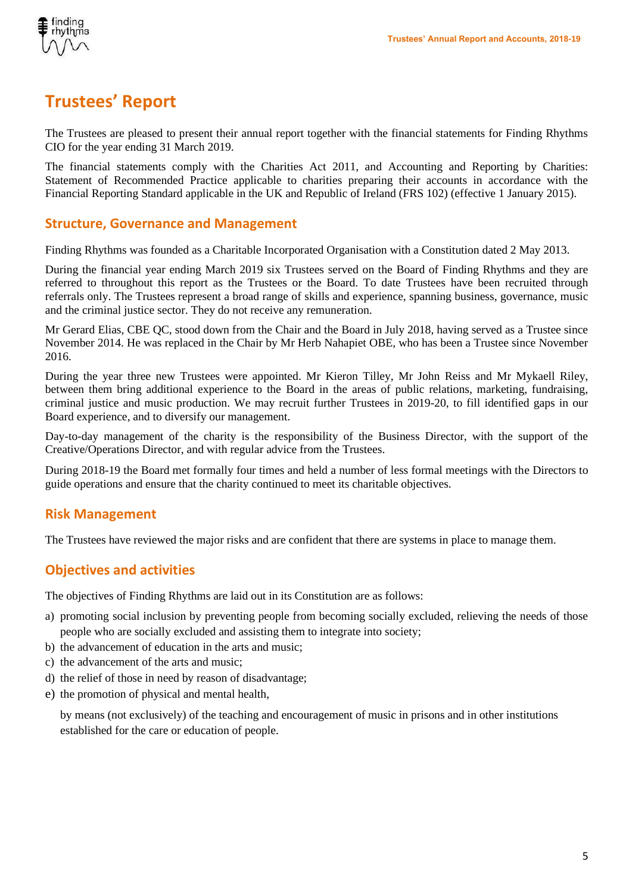# Trustees' Report

The Trustees are pleased to present their annual report together with the financial statements for Finding Rhythms CIO for the year ending 31 March 2019.

The financial statements comply with the Charities Act 2011, and Accounting and Reporting by Charities: Statement of Recommended Practice applicable to charities preparing their accounts in accordance with the Financial Reporting Standard applicable in the UK and Republic of Ireland (FRS 102) (effective 1 January 2015).

## Structure, Governance and Management

Finding Rhythms was founded as a Charitable Incorporated Organisation with a Constitution dated 2 May 2013.

During the financial year ending March 2019 six Trustees served on the Board of Finding Rhythms and they are referred to throughout this report as the Trustees or the Board. To date Trustees have been recruited through referrals only. The Trustees represent a broad range of skills and experience, spanning business, governance, music and the criminal justice sector. They do not receive any remuneration.

Mr Gerard Elias, CBE QC, stood down from the Chair and the Board in July 2018, having served as a Trustee since November 2014. He was replaced in the Chair by Mr Herb Nahapiet OBE, who has been a Trustee since November 2016.

During the year three new Trustees were appointed. Mr Kieron Tilley, Mr John Reiss and Mr Mykaell Riley, between them bring additional experience to the Board in the areas of public relations, marketing, fundraising, criminal justice and music production. We may recruit further Trustees in 2019-20, to fill identified gaps in our Board experience, and to diversify our management.

Day-to-day management of the charity is the responsibility of the Business Director, with the support of the Creative/Operations Director, and with regular advice from the Trustees.

During 2018-19 the Board met formally four times and held a number of less formal meetings with the Directors to guide operations and ensure that the charity continued to meet its charitable objectives.

## Risk Management

The Trustees have reviewed the major risks and are confident that there are systems in place to manage them.

## Objectives and activities

The objectives of Finding Rhythms are laid out in its Constitution are as follows:

a) promoting social inclusion by preventing people from becoming socially excluded, relieving the needs of those people who are socially excluded and assisting them to integrate into society;
b) the advancement of education in the arts and music;
c) the advancement of the arts and music;
d) the relief of those in need by reason of disadvantage;
e) the promotion of physical and mental health,

by means (not exclusively) of the teaching and encouragement of music in prisons and in other institutions established for the care or education of people.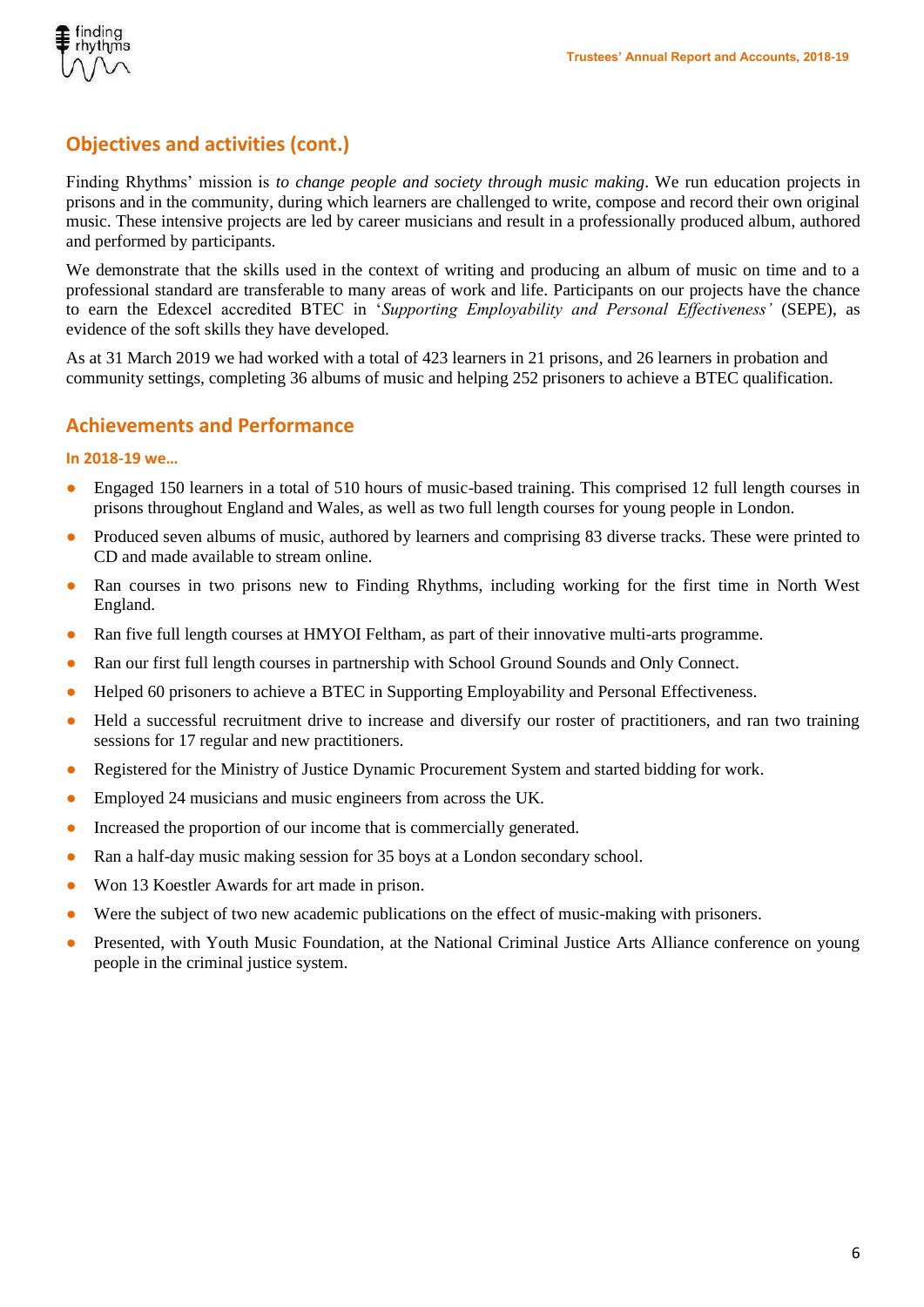## Objectives and activities (cont.)

Finding Rhythms' mission is *to change people and society through music making*. We run education projects in prisons and in the community, during which learners are challenged to write, compose and record their own original music. These intensive projects are led by career musicians and result in a professionally produced album, authored and performed by participants.

We demonstrate that the skills used in the context of writing and producing an album of music on time and to a professional standard are transferable to many areas of work and life. Participants on our projects have the chance to earn the Edexcel accredited BTEC in '*Supporting Employability and Personal Effectiveness'* (SEPE), as evidence of the soft skills they have developed.

As at 31 March 2019 we had worked with a total of 423 learners in 21 prisons, and 26 learners in probation and community settings, completing 36 albums of music and helping 252 prisoners to achieve a BTEC qualification.

## Achievements and Performance

### In 2018-19 we…

- Engaged 150 learners in a total of 510 hours of music-based training. This comprised 12 full length courses in prisons throughout England and Wales, as well as two full length courses for young people in London.
- Produced seven albums of music, authored by learners and comprising 83 diverse tracks. These were printed to CD and made available to stream online.
- Ran courses in two prisons new to Finding Rhythms, including working for the first time in North West England.
- Ran five full length courses at HMYOI Feltham, as part of their innovative multi-arts programme.
- Ran our first full length courses in partnership with School Ground Sounds and Only Connect.
- Helped 60 prisoners to achieve a BTEC in Supporting Employability and Personal Effectiveness.
- Held a successful recruitment drive to increase and diversify our roster of practitioners, and ran two training sessions for 17 regular and new practitioners.
- Registered for the Ministry of Justice Dynamic Procurement System and started bidding for work.
- Employed 24 musicians and music engineers from across the UK.
- Increased the proportion of our income that is commercially generated.
- Ran a half-day music making session for 35 boys at a London secondary school.
- Won 13 Koestler Awards for art made in prison.
- Were the subject of two new academic publications on the effect of music-making with prisoners.
- Presented, with Youth Music Foundation, at the National Criminal Justice Arts Alliance conference on young people in the criminal justice system.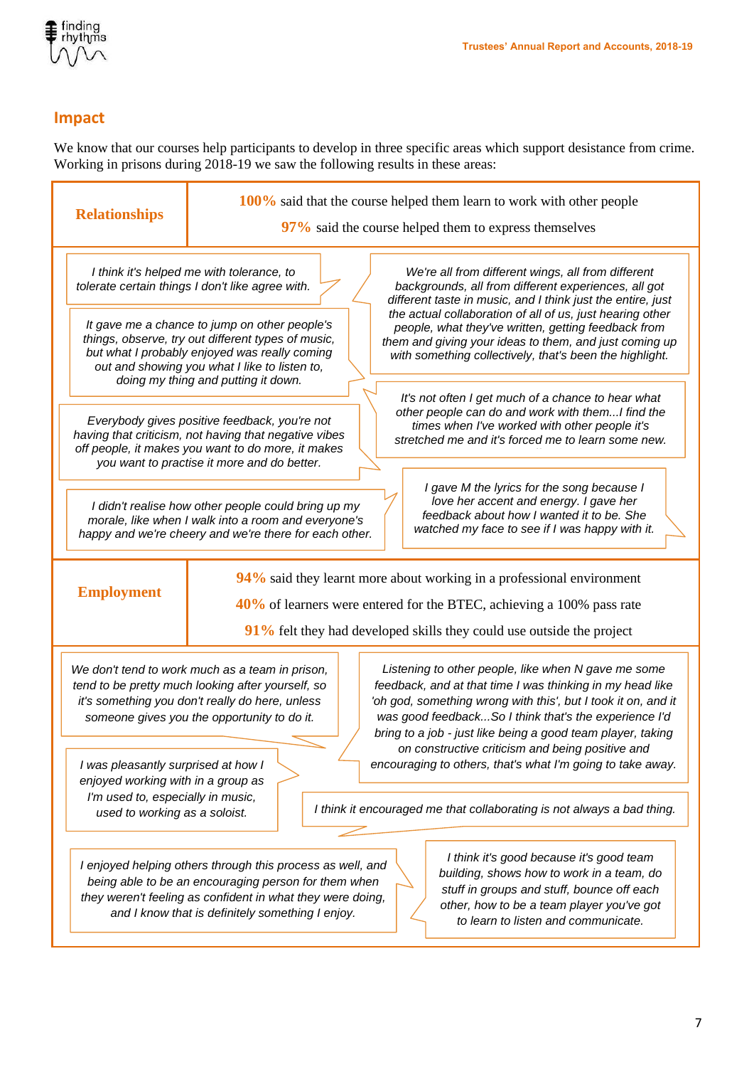## Impact

We know that our courses help participants to develop in three specific areas which support desistance from crime. Working in prisons during 2018-19 we saw the following results in these areas:

### Relationships

**100%** said that the course helped them learn to work with other people

**97%** said the course helped them to express themselves

*I think it's helped me with tolerance, to tolerate certain things I don't like agree with.*

*We're all from different wings, all from different backgrounds, all from different experiences, all got different taste in music, and I think just the entire, just the actual collaboration of all of us, just hearing other people, what they've written, getting feedback from them and giving your ideas to them, and just coming up with something collectively, that's been the highlight.*

*It gave me a chance to jump on other people's things, observe, try out different types of music, but what I probably enjoyed was really coming out and showing you what I like to listen to, doing my thing and putting it down.*

*It's not often I get much of a chance to hear what other people can do and work with them...I find the times when I've worked with other people it's stretched me and it's forced me to learn some new.*

*Everybody gives positive feedback, you're not having that criticism, not having that negative vibes off people, it makes you want to do more, it makes you want to practise it more and do better.*

*I gave M the lyrics for the song because I love her accent and energy. I gave her feedback about how I wanted it to be. She watched my face to see if I was happy with it.*

*I didn't realise how other people could bring up my morale, like when I walk into a room and everyone's happy and we're cheery and we're there for each other.*

### Employment

**94%** said they learnt more about working in a professional environment

**40%** of learners were entered for the BTEC, achieving a 100% pass rate

**91%** felt they had developed skills they could use outside the project

*We don't tend to work much as a team in prison, tend to be pretty much looking after yourself, so it's something you don't really do here, unless someone gives you the opportunity to do it.*

*Listening to other people, like when N gave me some feedback, and at that time I was thinking in my head like 'oh god, something wrong with this', but I took it on, and it was good feedback...So I think that's the experience I'd bring to a job - just like being a good team player, taking on constructive criticism and being positive and encouraging to others, that's what I'm going to take away.*

*I was pleasantly surprised at how I enjoyed working with in a group as I'm used to, especially in music, used to working as a soloist.*

*I think it encouraged me that collaborating is not always a bad thing.*

*I enjoyed helping others through this process as well, and being able to be an encouraging person for them when they weren't feeling as confident in what they were doing, and I know that is definitely something I enjoy.*

*I think it's good because it's good team building, shows how to work in a team, do stuff in groups and stuff, bounce off each other, how to be a team player you've got to learn to listen and communicate.*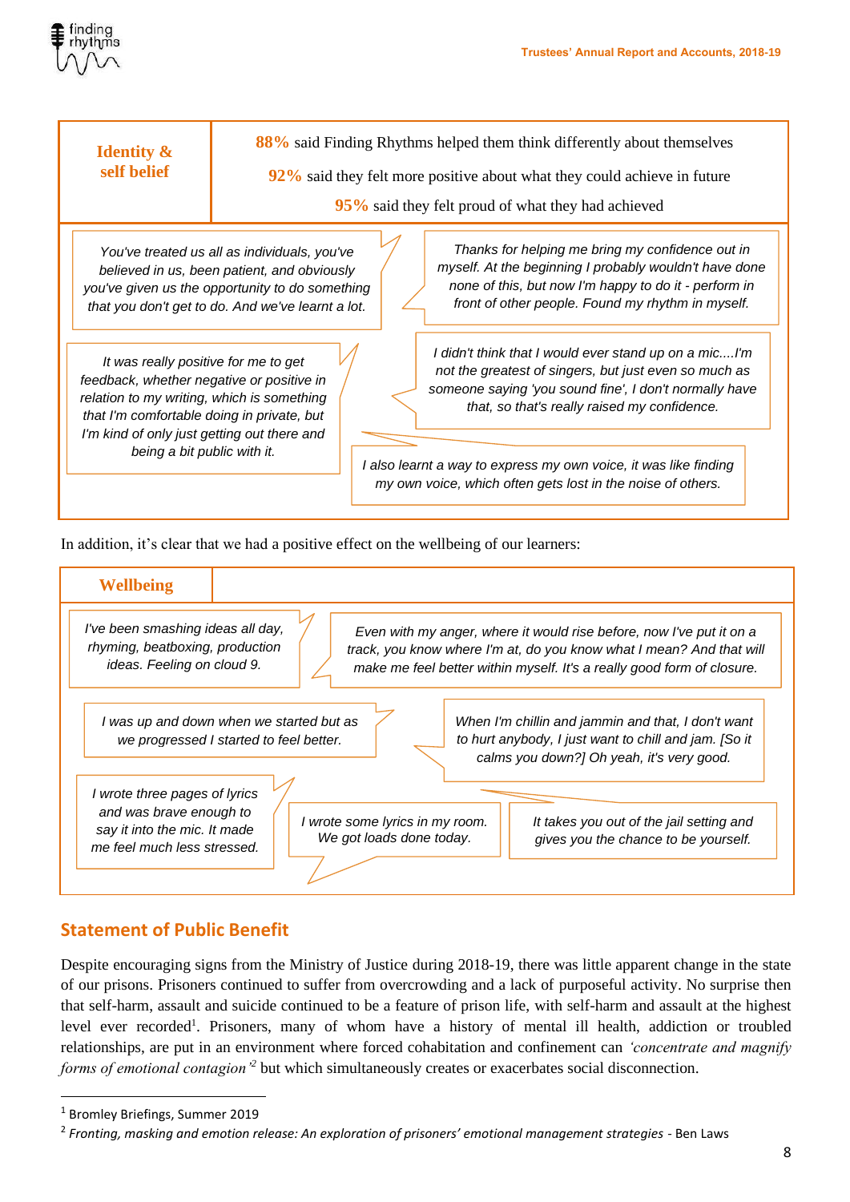| Identity & self belief | **88%** said Finding Rhythms helped them think differently about themselves<br>**92%** said they felt more positive about what they could achieve in future<br>**95%** said they felt proud of what they had achieved |
|---|---|

*You've treated us all as individuals, you've believed in us, been patient, and obviously you've given us the opportunity to do something that you don't get to do. And we've learnt a lot.*

*Thanks for helping me bring my confidence out in myself. At the beginning I probably wouldn't have done none of this, but now I'm happy to do it - perform in front of other people. Found my rhythm in myself.*

*It was really positive for me to get feedback, whether negative or positive in relation to my writing, which is something that I'm comfortable doing in private, but I'm kind of only just getting out there and being a bit public with it.*

*I didn't think that I would ever stand up on a mic....I'm not the greatest of singers, but just even so much as someone saying 'you sound fine', I don't normally have that, so that's really raised my confidence.*

*I also learnt a way to express my own voice, it was like finding my own voice, which often gets lost in the noise of others.*

In addition, it's clear that we had a positive effect on the wellbeing of our learners:

**Wellbeing**

*I've been smashing ideas all day, rhyming, beatboxing, production ideas. Feeling on cloud 9.*

*Even with my anger, where it would rise before, now I've put it on a track, you know where I'm at, do you know what I mean? And that will make me feel better within myself. It's a really good form of closure.*

*I was up and down when we started but as we progressed I started to feel better.*

*When I'm chillin and jammin and that, I don't want to hurt anybody, I just want to chill and jam. [So it calms you down?] Oh yeah, it's very good.*

*I wrote three pages of lyrics and was brave enough to say it into the mic. It made me feel much less stressed.*

*I wrote some lyrics in my room. We got loads done today.*

*It takes you out of the jail setting and gives you the chance to be yourself.*

## Statement of Public Benefit

Despite encouraging signs from the Ministry of Justice during 2018-19, there was little apparent change in the state of our prisons. Prisoners continued to suffer from overcrowding and a lack of purposeful activity. No surprise then that self-harm, assault and suicide continued to be a feature of prison life, with self-harm and assault at the highest level ever recorded[1]. Prisoners, many of whom have a history of mental ill health, addiction or troubled relationships, are put in an environment where forced cohabitation and confinement can *'concentrate and magnify forms of emotional contagion'*[2] but which simultaneously creates or exacerbates social disconnection.

---

[1] Bromley Briefings, Summer 2019

[2] *Fronting, masking and emotion release: An exploration of prisoners' emotional management strategies* - Ben Laws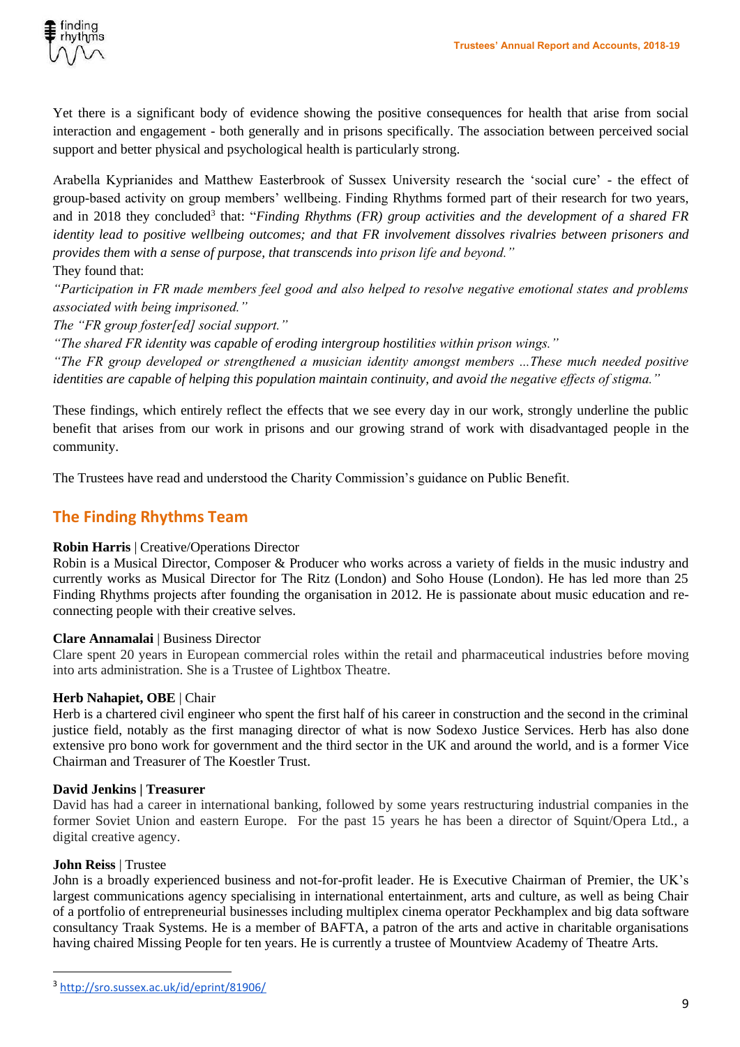Yet there is a significant body of evidence showing the positive consequences for health that arise from social interaction and engagement - both generally and in prisons specifically. The association between perceived social support and better physical and psychological health is particularly strong.

Arabella Kyprianides and Matthew Easterbrook of Sussex University research the 'social cure' - the effect of group-based activity on group members' wellbeing. Finding Rhythms formed part of their research for two years, and in 2018 they concluded[3] that: "*Finding Rhythms (FR) group activities and the development of a shared FR identity lead to positive wellbeing outcomes; and that FR involvement dissolves rivalries between prisoners and provides them with a sense of purpose, that transcends into prison life and beyond.*"

They found that:

*"Participation in FR made members feel good and also helped to resolve negative emotional states and problems associated with being imprisoned."*

The *"FR group foster[ed] social support."*

*"The shared FR identity was capable of eroding intergroup hostilities within prison wings."*

*"The FR group developed or strengthened a musician identity amongst members ...These much needed positive identities are capable of helping this population maintain continuity, and avoid the negative effects of stigma."*

These findings, which entirely reflect the effects that we see every day in our work, strongly underline the public benefit that arises from our work in prisons and our growing strand of work with disadvantaged people in the community.

The Trustees have read and understood the Charity Commission's guidance on Public Benefit.

## The Finding Rhythms Team

**Robin Harris** | Creative/Operations Director
Robin is a Musical Director, Composer & Producer who works across a variety of fields in the music industry and currently works as Musical Director for The Ritz (London) and Soho House (London). He has led more than 25 Finding Rhythms projects after founding the organisation in 2012. He is passionate about music education and re-connecting people with their creative selves.

**Clare Annamalai** | Business Director
Clare spent 20 years in European commercial roles within the retail and pharmaceutical industries before moving into arts administration. She is a Trustee of Lightbox Theatre.

**Herb Nahapiet, OBE** | Chair
Herb is a chartered civil engineer who spent the first half of his career in construction and the second in the criminal justice field, notably as the first managing director of what is now Sodexo Justice Services. Herb has also done extensive pro bono work for government and the third sector in the UK and around the world, and is a former Vice Chairman and Treasurer of The Koestler Trust.

**David Jenkins | Treasurer**
David has had a career in international banking, followed by some years restructuring industrial companies in the former Soviet Union and eastern Europe. For the past 15 years he has been a director of Squint/Opera Ltd., a digital creative agency.

**John Reiss** | Trustee
John is a broadly experienced business and not-for-profit leader. He is Executive Chairman of Premier, the UK's largest communications agency specialising in international entertainment, arts and culture, as well as being Chair of a portfolio of entrepreneurial businesses including multiplex cinema operator Peckhamplex and big data software consultancy Traak Systems. He is a member of BAFTA, a patron of the arts and active in charitable organisations having chaired Missing People for ten years. He is currently a trustee of Mountview Academy of Theatre Arts.

[3] http://sro.sussex.ac.uk/id/eprint/81906/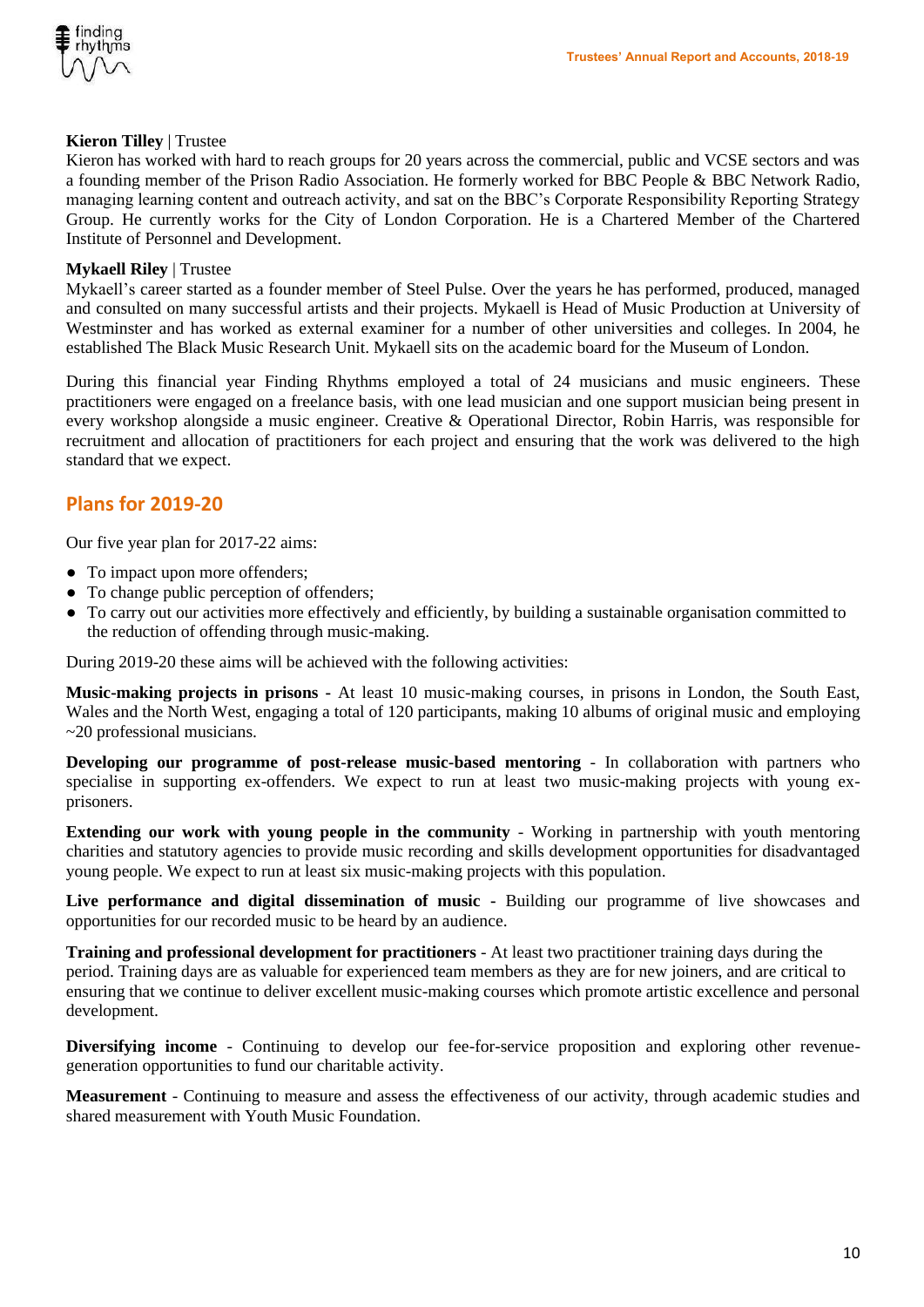**Kieron Tilley** | Trustee
Kieron has worked with hard to reach groups for 20 years across the commercial, public and VCSE sectors and was a founding member of the Prison Radio Association. He formerly worked for BBC People & BBC Network Radio, managing learning content and outreach activity, and sat on the BBC's Corporate Responsibility Reporting Strategy Group. He currently works for the City of London Corporation. He is a Chartered Member of the Chartered Institute of Personnel and Development.

**Mykaell Riley** | Trustee
Mykaell's career started as a founder member of Steel Pulse. Over the years he has performed, produced, managed and consulted on many successful artists and their projects. Mykaell is Head of Music Production at University of Westminster and has worked as external examiner for a number of other universities and colleges. In 2004, he established The Black Music Research Unit. Mykaell sits on the academic board for the Museum of London.

During this financial year Finding Rhythms employed a total of 24 musicians and music engineers. These practitioners were engaged on a freelance basis, with one lead musician and one support musician being present in every workshop alongside a music engineer. Creative & Operational Director, Robin Harris, was responsible for recruitment and allocation of practitioners for each project and ensuring that the work was delivered to the high standard that we expect.

## Plans for 2019-20

Our five year plan for 2017-22 aims:

- To impact upon more offenders;
- To change public perception of offenders;
- To carry out our activities more effectively and efficiently, by building a sustainable organisation committed to the reduction of offending through music-making.

During 2019-20 these aims will be achieved with the following activities:

**Music-making projects in prisons -** At least 10 music-making courses, in prisons in London, the South East, Wales and the North West, engaging a total of 120 participants, making 10 albums of original music and employing ~20 professional musicians.

**Developing our programme of post-release music-based mentoring** - In collaboration with partners who specialise in supporting ex-offenders. We expect to run at least two music-making projects with young ex-prisoners.

**Extending our work with young people in the community** - Working in partnership with youth mentoring charities and statutory agencies to provide music recording and skills development opportunities for disadvantaged young people. We expect to run at least six music-making projects with this population.

**Live performance and digital dissemination of music -** Building our programme of live showcases and opportunities for our recorded music to be heard by an audience.

**Training and professional development for practitioners** - At least two practitioner training days during the period. Training days are as valuable for experienced team members as they are for new joiners, and are critical to ensuring that we continue to deliver excellent music-making courses which promote artistic excellence and personal development.

**Diversifying income** - Continuing to develop our fee-for-service proposition and exploring other revenue-generation opportunities to fund our charitable activity.

**Measurement** - Continuing to measure and assess the effectiveness of our activity, through academic studies and shared measurement with Youth Music Foundation.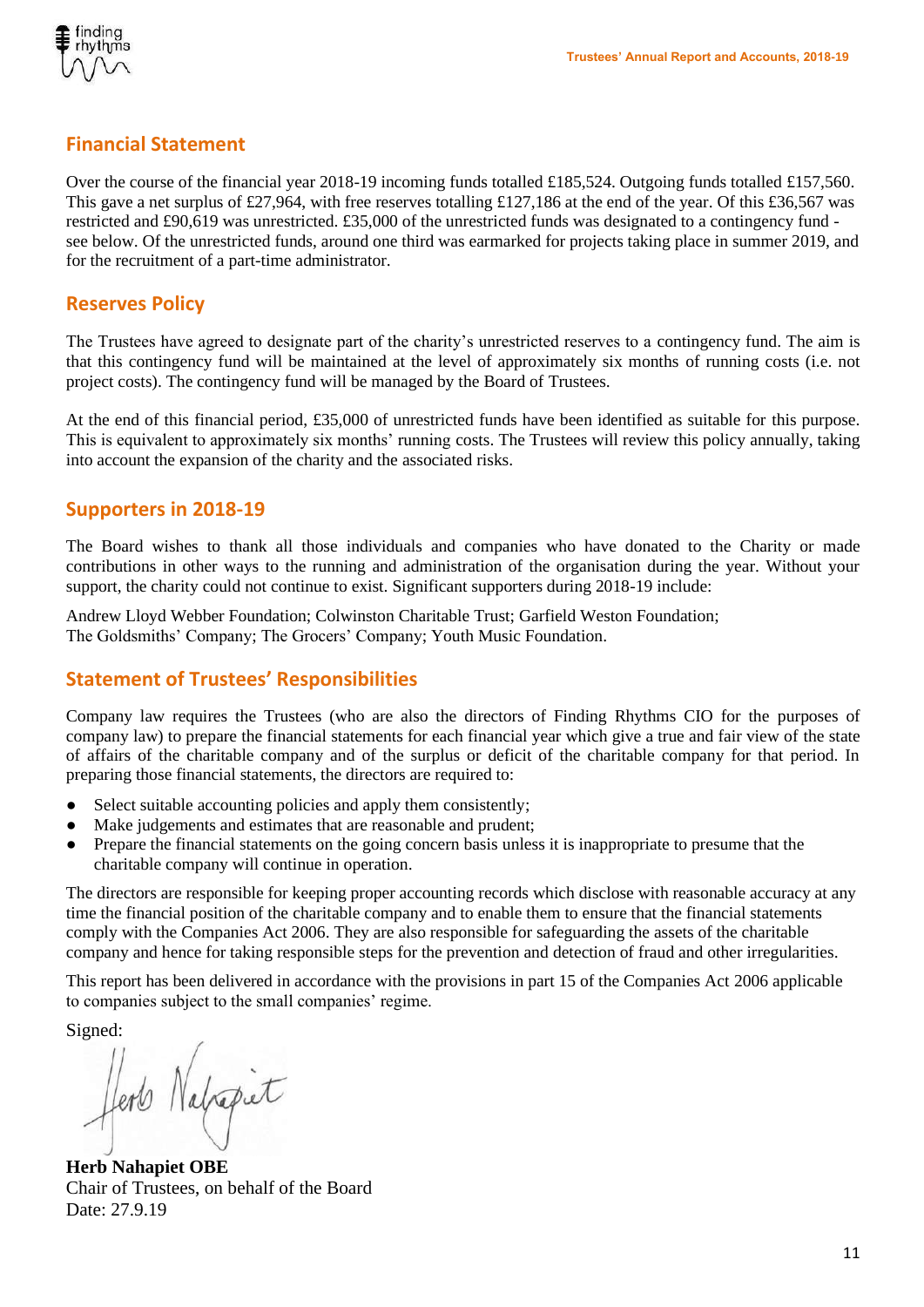## Financial Statement

Over the course of the financial year 2018-19 incoming funds totalled £185,524. Outgoing funds totalled £157,560. This gave a net surplus of £27,964, with free reserves totalling £127,186 at the end of the year. Of this £36,567 was restricted and £90,619 was unrestricted. £35,000 of the unrestricted funds was designated to a contingency fund - see below. Of the unrestricted funds, around one third was earmarked for projects taking place in summer 2019, and for the recruitment of a part-time administrator.

## Reserves Policy

The Trustees have agreed to designate part of the charity's unrestricted reserves to a contingency fund. The aim is that this contingency fund will be maintained at the level of approximately six months of running costs (i.e. not project costs). The contingency fund will be managed by the Board of Trustees.

At the end of this financial period, £35,000 of unrestricted funds have been identified as suitable for this purpose. This is equivalent to approximately six months' running costs. The Trustees will review this policy annually, taking into account the expansion of the charity and the associated risks.

## Supporters in 2018-19

The Board wishes to thank all those individuals and companies who have donated to the Charity or made contributions in other ways to the running and administration of the organisation during the year. Without your support, the charity could not continue to exist. Significant supporters during 2018-19 include:

Andrew Lloyd Webber Foundation; Colwinston Charitable Trust; Garfield Weston Foundation;
The Goldsmiths' Company; The Grocers' Company; Youth Music Foundation.

## Statement of Trustees' Responsibilities

Company law requires the Trustees (who are also the directors of Finding Rhythms CIO for the purposes of company law) to prepare the financial statements for each financial year which give a true and fair view of the state of affairs of the charitable company and of the surplus or deficit of the charitable company for that period. In preparing those financial statements, the directors are required to:

- Select suitable accounting policies and apply them consistently;
- Make judgements and estimates that are reasonable and prudent;
- Prepare the financial statements on the going concern basis unless it is inappropriate to presume that the charitable company will continue in operation.

The directors are responsible for keeping proper accounting records which disclose with reasonable accuracy at any time the financial position of the charitable company and to enable them to ensure that the financial statements comply with the Companies Act 2006. They are also responsible for safeguarding the assets of the charitable company and hence for taking responsible steps for the prevention and detection of fraud and other irregularities.

This report has been delivered in accordance with the provisions in part 15 of the Companies Act 2006 applicable to companies subject to the small companies' regime.

Signed:

**Herb Nahapiet OBE**
Chair of Trustees, on behalf of the Board
Date: 27.9.19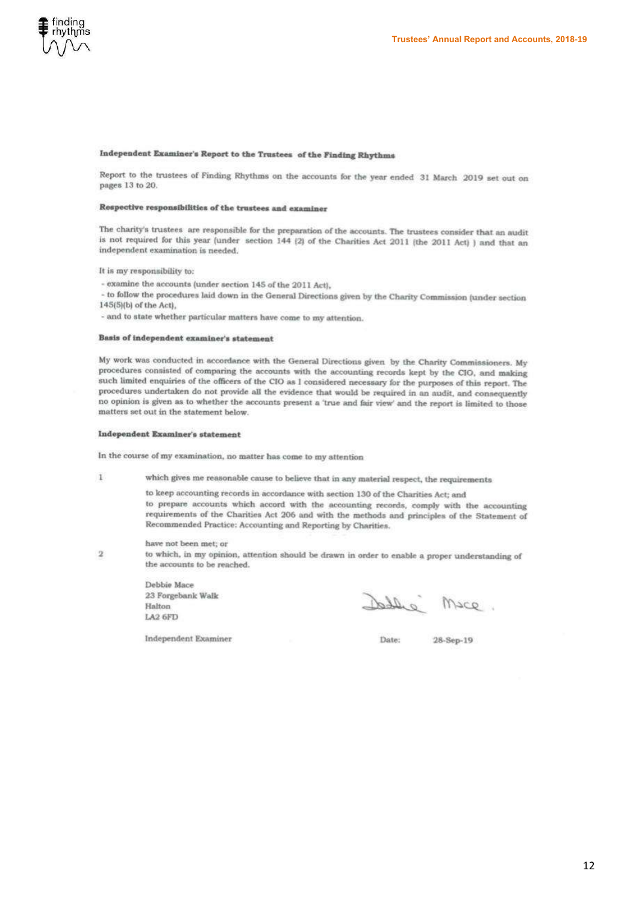### Independent Examiner's Report to the Trustees of the Finding Rhythms

Report to the trustees of Finding Rhythms on the accounts for the year ended 31 March 2019 set out on pages 13 to 20.

### Respective responsibilities of the trustees and examiner

The charity's trustees are responsible for the preparation of the accounts. The trustees consider that an audit is not required for this year (under section 144 (2) of the Charities Act 2011 (the 2011 Act) ) and that an independent examination is needed.

It is my responsibility to:

- examine the accounts (under section 145 of the 2011 Act),
- to follow the procedures laid down in the General Directions given by the Charity Commission (under section 145(5)(b) of the Act),
- and to state whether particular matters have come to my attention.

### Basis of independent examiner's statement

My work was conducted in accordance with the General Directions given by the Charity Commissioners. My procedures consisted of comparing the accounts with the accounting records kept by the CIO, and making such limited enquiries of the officers of the CIO as I considered necessary for the purposes of this report. The procedures undertaken do not provide all the evidence that would be required in an audit, and consequently no opinion is given as to whether the accounts present a 'true and fair view' and the report is limited to those matters set out in the statement below.

### Independent Examiner's statement

In the course of my examination, no matter has come to my attention

1 which gives me reasonable cause to believe that in any material respect, the requirements

to keep accounting records in accordance with section 130 of the Charities Act; and
to prepare accounts which accord with the accounting records, comply with the accounting requirements of the Charities Act 206 and with the methods and principles of the Statement of Recommended Practice: Accounting and Reporting by Charities.

have not been met; or

2 to which, in my opinion, attention should be drawn in order to enable a proper understanding of the accounts to be reached.

Debbie Mace
23 Forgebank Walk
Halton
LA2 6FD

Debbie Mace.

Independent Examiner

Date: 28-Sep-19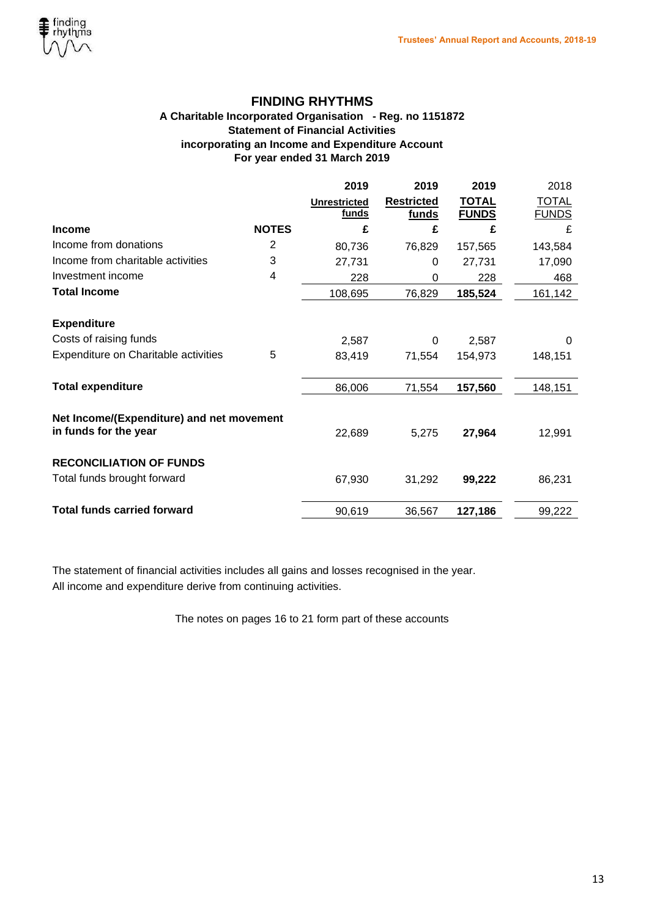# FINDING RHYTHMS

**A Charitable Incorporated Organisation - Reg. no 1151872**
**Statement of Financial Activities**
**incorporating an Income and Expenditure Account**
**For year ended 31 March 2019**

| | | 2019 | 2019 | 2019 | 2018 |
|---|---|---|---|---|---|
| | | Unrestricted funds | Restricted funds | TOTAL FUNDS | TOTAL FUNDS |
| **Income** | **NOTES** | £ | £ | £ | £ |
| Income from donations | 2 | 80,736 | 76,829 | 157,565 | 143,584 |
| Income from charitable activities | 3 | 27,731 | 0 | 27,731 | 17,090 |
| Investment income | 4 | 228 | 0 | 228 | 468 |
| **Total Income** | | 108,695 | 76,829 | **185,524** | 161,142 |
| **Expenditure** | | | | | |
| Costs of raising funds | | 2,587 | 0 | 2,587 | 0 |
| Expenditure on Charitable activities | 5 | 83,419 | 71,554 | 154,973 | 148,151 |
| **Total expenditure** | | 86,006 | 71,554 | **157,560** | 148,151 |
| **Net Income/(Expenditure) and net movement in funds for the year** | | 22,689 | 5,275 | **27,964** | 12,991 |
| **RECONCILIATION OF FUNDS** | | | | | |
| Total funds brought forward | | 67,930 | 31,292 | **99,222** | 86,231 |
| **Total funds carried forward** | | 90,619 | 36,567 | **127,186** | 99,222 |

The statement of financial activities includes all gains and losses recognised in the year.
All income and expenditure derive from continuing activities.

The notes on pages 16 to 21 form part of these accounts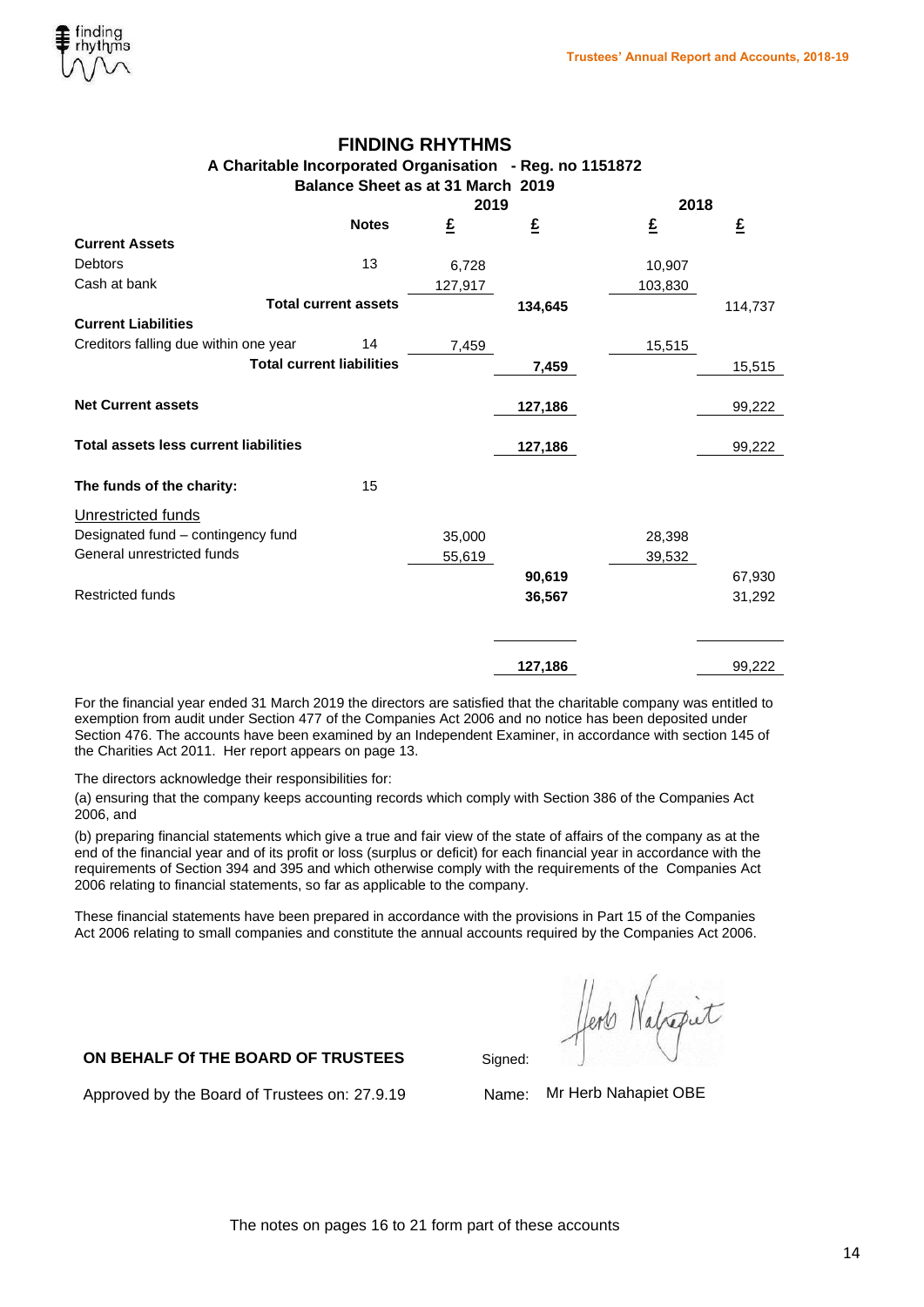# FINDING RHYTHMS

## A Charitable Incorporated Organisation - Reg. no 1151872

### Balance Sheet as at 31 March 2019

| | Notes | 2019 £ | 2019 £ | 2018 £ | 2018 £ |
|---|---|---|---|---|---|
| **Current Assets** | | | | | |
| Debtors | 13 | 6,728 | | 10,907 | |
| Cash at bank | | 127,917 | | 103,830 | |
| **Total current assets** | | | **134,645** | | 114,737 |
| **Current Liabilities** | | | | | |
| Creditors falling due within one year | 14 | 7,459 | | 15,515 | |
| **Total current liabilities** | | | **7,459** | | 15,515 |
| **Net Current assets** | | | **127,186** | | 99,222 |
| **Total assets less current liabilities** | | | **127,186** | | 99,222 |
| **The funds of the charity:** | 15 | | | | |
| Unrestricted funds | | | | | |
| Designated fund – contingency fund | | 35,000 | | 28,398 | |
| General unrestricted funds | | 55,619 | | 39,532 | |
| | | | **90,619** | | 67,930 |
| Restricted funds | | | **36,567** | | 31,292 |
| | | | **127,186** | | 99,222 |

For the financial year ended 31 March 2019 the directors are satisfied that the charitable company was entitled to exemption from audit under Section 477 of the Companies Act 2006 and no notice has been deposited under Section 476. The accounts have been examined by an Independent Examiner, in accordance with section 145 of the Charities Act 2011. Her report appears on page 13.

The directors acknowledge their responsibilities for:

(a) ensuring that the company keeps accounting records which comply with Section 386 of the Companies Act 2006, and

(b) preparing financial statements which give a true and fair view of the state of affairs of the company as at the end of the financial year and of its profit or loss (surplus or deficit) for each financial year in accordance with the requirements of Section 394 and 395 and which otherwise comply with the requirements of the Companies Act 2006 relating to financial statements, so far as applicable to the company.

These financial statements have been prepared in accordance with the provisions in Part 15 of the Companies Act 2006 relating to small companies and constitute the annual accounts required by the Companies Act 2006.

**ON BEHALF Of THE BOARD OF TRUSTEES**

Signed: Herb Nahapiet

Approved by the Board of Trustees on: 27.9.19

Name: Mr Herb Nahapiet OBE

The notes on pages 16 to 21 form part of these accounts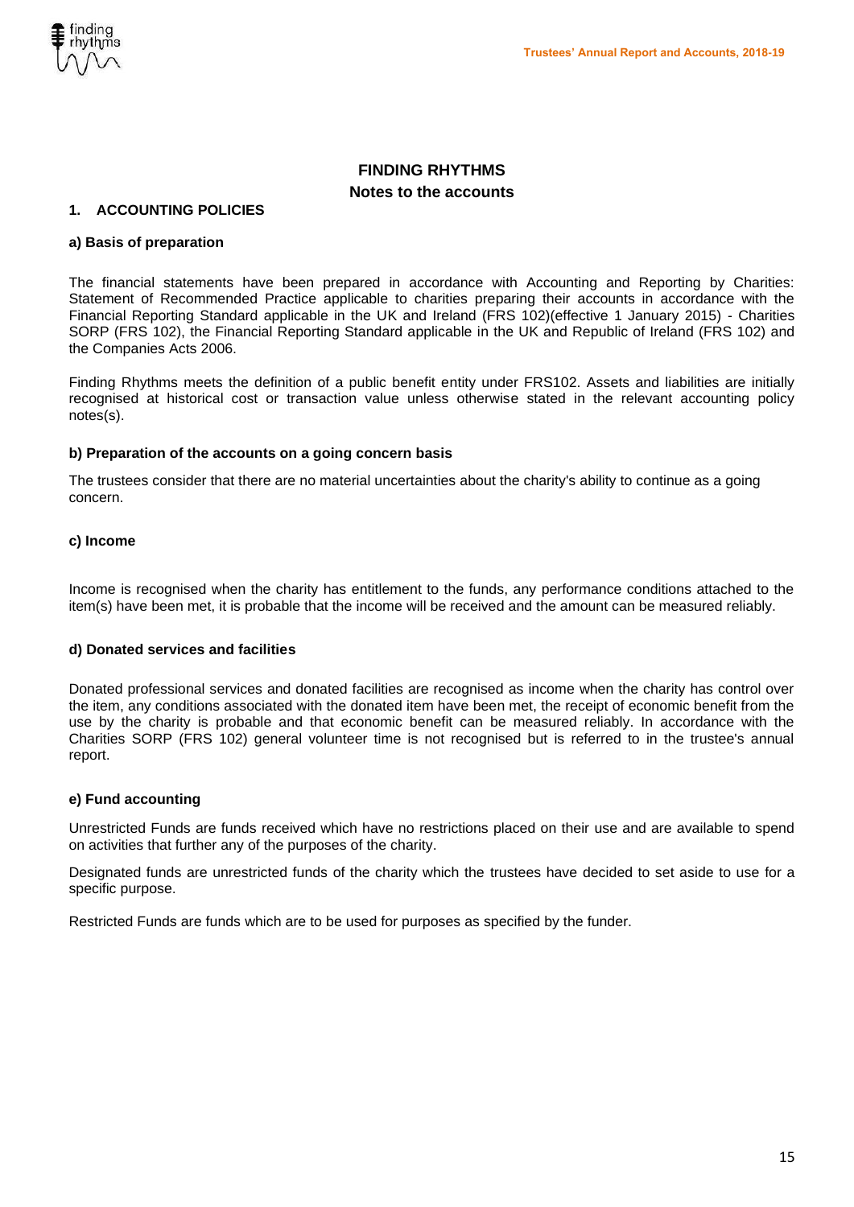# FINDING RHYTHMS
## Notes to the accounts

### 1. ACCOUNTING POLICIES

#### a) Basis of preparation

The financial statements have been prepared in accordance with Accounting and Reporting by Charities: Statement of Recommended Practice applicable to charities preparing their accounts in accordance with the Financial Reporting Standard applicable in the UK and Ireland (FRS 102)(effective 1 January 2015) - Charities SORP (FRS 102), the Financial Reporting Standard applicable in the UK and Republic of Ireland (FRS 102) and the Companies Acts 2006.

Finding Rhythms meets the definition of a public benefit entity under FRS102. Assets and liabilities are initially recognised at historical cost or transaction value unless otherwise stated in the relevant accounting policy notes(s).

#### b) Preparation of the accounts on a going concern basis

The trustees consider that there are no material uncertainties about the charity's ability to continue as a going concern.

#### c) Income

Income is recognised when the charity has entitlement to the funds, any performance conditions attached to the item(s) have been met, it is probable that the income will be received and the amount can be measured reliably.

#### d) Donated services and facilities

Donated professional services and donated facilities are recognised as income when the charity has control over the item, any conditions associated with the donated item have been met, the receipt of economic benefit from the use by the charity is probable and that economic benefit can be measured reliably. In accordance with the Charities SORP (FRS 102) general volunteer time is not recognised but is referred to in the trustee's annual report.

#### e) Fund accounting

Unrestricted Funds are funds received which have no restrictions placed on their use and are available to spend on activities that further any of the purposes of the charity.

Designated funds are unrestricted funds of the charity which the trustees have decided to set aside to use for a specific purpose.

Restricted Funds are funds which are to be used for purposes as specified by the funder.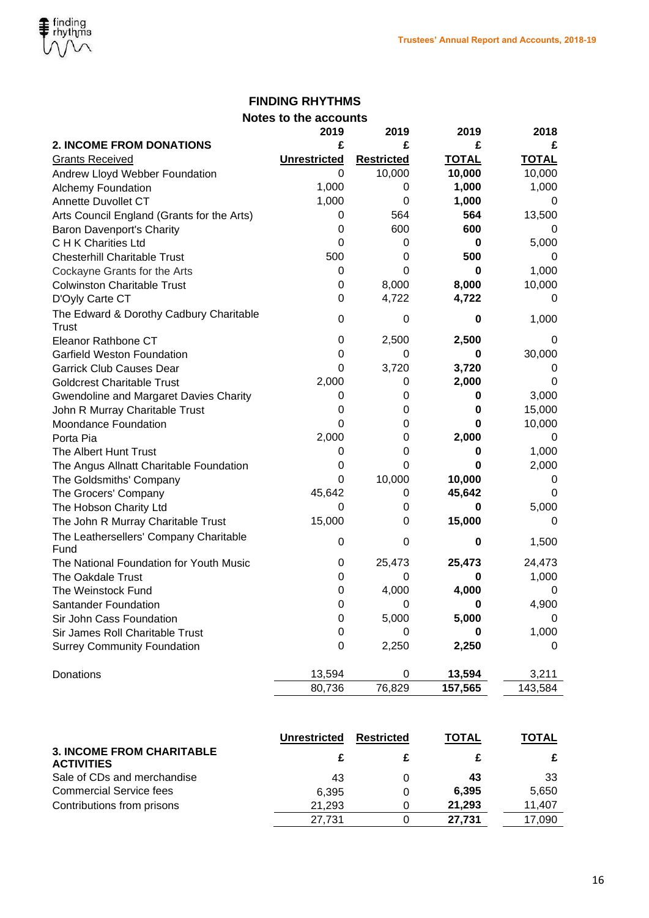# FINDING RHYTHMS

## Notes to the accounts

| 2. INCOME FROM DONATIONS | 2019 £ Unrestricted | 2019 £ Restricted | 2019 £ TOTAL | 2018 £ TOTAL |
|---|---|---|---|---|
| Grants Received | | | | |
| Andrew Lloyd Webber Foundation | 0 | 10,000 | **10,000** | 10,000 |
| Alchemy Foundation | 1,000 | 0 | **1,000** | 1,000 |
| Annette Duvollet CT | 1,000 | 0 | **1,000** | 0 |
| Arts Council England (Grants for the Arts) | 0 | 564 | **564** | 13,500 |
| Baron Davenport's Charity | 0 | 600 | **600** | 0 |
| C H K Charities Ltd | 0 | 0 | **0** | 5,000 |
| Chesterhill Charitable Trust | 500 | 0 | **500** | 0 |
| Cockayne Grants for the Arts | 0 | 0 | **0** | 1,000 |
| Colwinston Charitable Trust | 0 | 8,000 | **8,000** | 10,000 |
| D'Oyly Carte CT | 0 | 4,722 | **4,722** | 0 |
| The Edward & Dorothy Cadbury Charitable Trust | 0 | 0 | **0** | 1,000 |
| Eleanor Rathbone CT | 0 | 2,500 | **2,500** | 0 |
| Garfield Weston Foundation | 0 | 0 | **0** | 30,000 |
| Garrick Club Causes Dear | 0 | 3,720 | **3,720** | 0 |
| Goldcrest Charitable Trust | 2,000 | 0 | **2,000** | 0 |
| Gwendoline and Margaret Davies Charity | 0 | 0 | **0** | 3,000 |
| John R Murray Charitable Trust | 0 | 0 | **0** | 15,000 |
| Moondance Foundation | 0 | 0 | **0** | 10,000 |
| Porta Pia | 2,000 | 0 | **2,000** | 0 |
| The Albert Hunt Trust | 0 | 0 | **0** | 1,000 |
| The Angus Allnatt Charitable Foundation | 0 | 0 | **0** | 2,000 |
| The Goldsmiths' Company | 0 | 10,000 | **10,000** | 0 |
| The Grocers' Company | 45,642 | 0 | **45,642** | 0 |
| The Hobson Charity Ltd | 0 | 0 | **0** | 5,000 |
| The John R Murray Charitable Trust | 15,000 | 0 | **15,000** | 0 |
| The Leathersellers' Company Charitable Fund | 0 | 0 | **0** | 1,500 |
| The National Foundation for Youth Music | 0 | 25,473 | **25,473** | 24,473 |
| The Oakdale Trust | 0 | 0 | **0** | 1,000 |
| The Weinstock Fund | 0 | 4,000 | **4,000** | 0 |
| Santander Foundation | 0 | 0 | **0** | 4,900 |
| Sir John Cass Foundation | 0 | 5,000 | **5,000** | 0 |
| Sir James Roll Charitable Trust | 0 | 0 | **0** | 1,000 |
| Surrey Community Foundation | 0 | 2,250 | **2,250** | 0 |
| Donations | 13,594 | 0 | **13,594** | 3,211 |
| | 80,736 | 76,829 | **157,565** | 143,584 |

| 3. INCOME FROM CHARITABLE ACTIVITIES | Unrestricted £ | Restricted £ | TOTAL £ | TOTAL £ |
|---|---|---|---|---|
| Sale of CDs and merchandise | 43 | 0 | **43** | 33 |
| Commercial Service fees | 6,395 | 0 | **6,395** | 5,650 |
| Contributions from prisons | 21,293 | 0 | **21,293** | 11,407 |
| | 27,731 | 0 | **27,731** | 17,090 |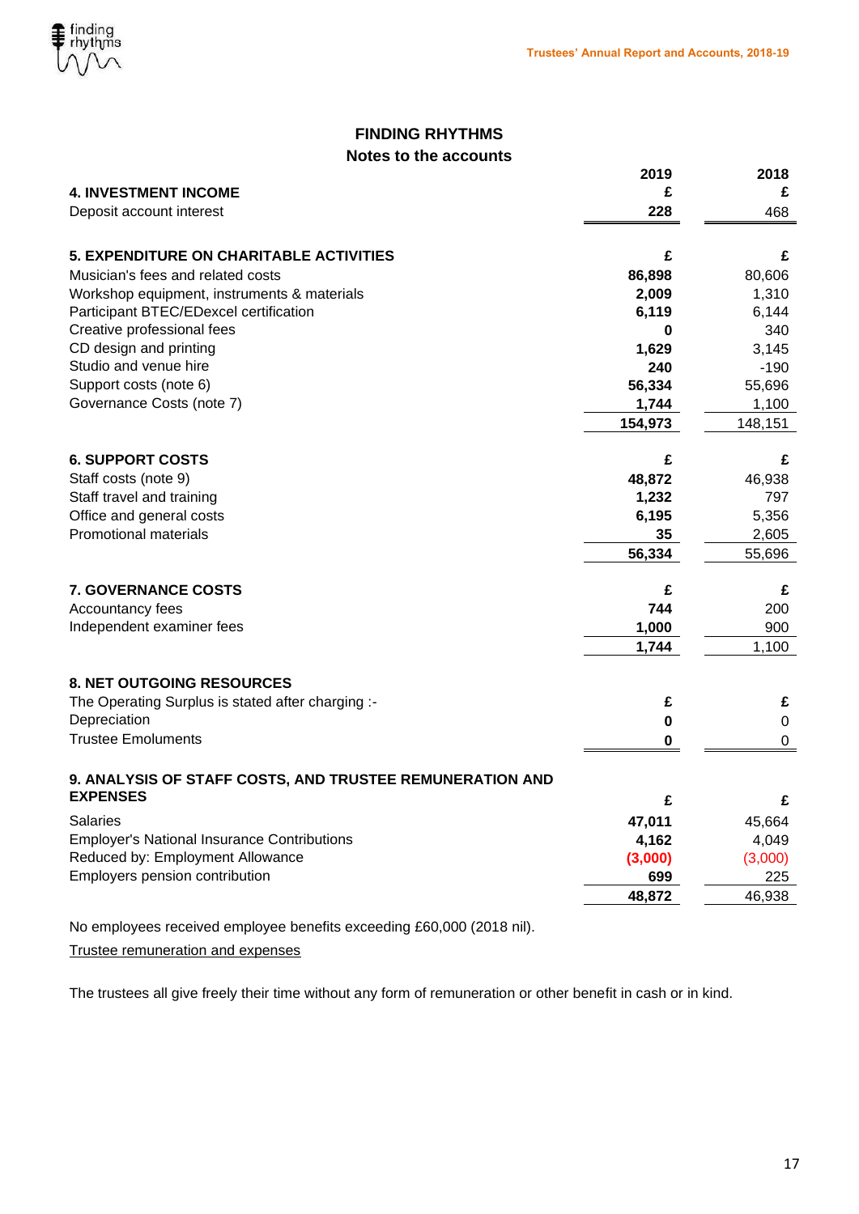# FINDING RHYTHMS

## Notes to the accounts

| | 2019 | 2018 |
|---|---|---|
| **4. INVESTMENT INCOME** | **£** | **£** |
| Deposit account interest | **228** | 468 |

| **5. EXPENDITURE ON CHARITABLE ACTIVITIES** | **£** | **£** |
|---|---|---|
| Musician's fees and related costs | **86,898** | 80,606 |
| Workshop equipment, instruments & materials | **2,009** | 1,310 |
| Participant BTEC/EDexcel certification | **6,119** | 6,144 |
| Creative professional fees | **0** | 340 |
| CD design and printing | **1,629** | 3,145 |
| Studio and venue hire | **240** | -190 |
| Support costs (note 6) | **56,334** | 55,696 |
| Governance Costs (note 7) | **1,744** | 1,100 |
| | **154,973** | 148,151 |

| **6. SUPPORT COSTS** | **£** | **£** |
|---|---|---|
| Staff costs (note 9) | **48,872** | 46,938 |
| Staff travel and training | **1,232** | 797 |
| Office and general costs | **6,195** | 5,356 |
| Promotional materials | **35** | 2,605 |
| | **56,334** | 55,696 |

| **7. GOVERNANCE COSTS** | **£** | **£** |
|---|---|---|
| Accountancy fees | **744** | 200 |
| Independent examiner fees | **1,000** | 900 |
| | **1,744** | 1,100 |

| **8. NET OUTGOING RESOURCES** | | |
|---|---|---|
| The Operating Surplus is stated after charging :- | **£** | **£** |
| Depreciation | **0** | 0 |
| Trustee Emoluments | **0** | 0 |

| **9. ANALYSIS OF STAFF COSTS, AND TRUSTEE REMUNERATION AND EXPENSES** | **£** | **£** |
|---|---|---|
| Salaries | **47,011** | 45,664 |
| Employer's National Insurance Contributions | **4,162** | 4,049 |
| Reduced by: Employment Allowance | **(3,000)** | (3,000) |
| Employers pension contribution | **699** | 225 |
| | **48,872** | 46,938 |

No employees received employee benefits exceeding £60,000 (2018 nil).

Trustee remuneration and expenses

The trustees all give freely their time without any form of remuneration or other benefit in cash or in kind.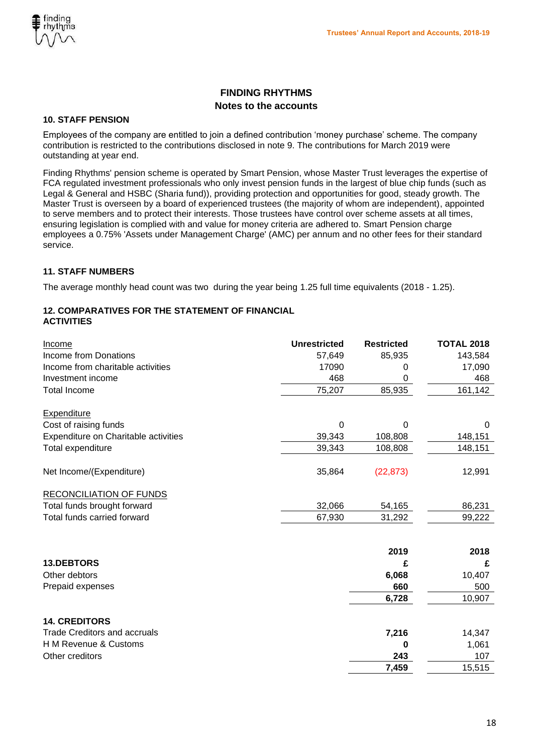## FINDING RHYTHMS
### Notes to the accounts

### 10. STAFF PENSION

Employees of the company are entitled to join a defined contribution 'money purchase' scheme. The company contribution is restricted to the contributions disclosed in note 9. The contributions for March 2019 were outstanding at year end.

Finding Rhythms' pension scheme is operated by Smart Pension, whose Master Trust leverages the expertise of FCA regulated investment professionals who only invest pension funds in the largest of blue chip funds (such as Legal & General and HSBC (Sharia fund)), providing protection and opportunities for good, steady growth. The Master Trust is overseen by a board of experienced trustees (the majority of whom are independent), appointed to serve members and to protect their interests. Those trustees have control over scheme assets at all times, ensuring legislation is complied with and value for money criteria are adhered to. Smart Pension charge employees a 0.75% 'Assets under Management Charge' (AMC) per annum and no other fees for their standard service.

### 11. STAFF NUMBERS

The average monthly head count was two during the year being 1.25 full time equivalents (2018 - 1.25).

### 12. COMPARATIVES FOR THE STATEMENT OF FINANCIAL ACTIVITIES

| Income | Unrestricted | Restricted | TOTAL 2018 |
|---|---|---|---|
| Income from Donations | 57,649 | 85,935 | 143,584 |
| Income from charitable activities | 17090 | 0 | 17,090 |
| Investment income | 468 | 0 | 468 |
| Total Income | 75,207 | 85,935 | 161,142 |
| **Expenditure** | | | |
| Cost of raising funds | 0 | 0 | 0 |
| Expenditure on Charitable activities | 39,343 | 108,808 | 148,151 |
| Total expenditure | 39,343 | 108,808 | 148,151 |
| Net Income/(Expenditure) | 35,864 | (22,873) | 12,991 |
| **RECONCILIATION OF FUNDS** | | | |
| Total funds brought forward | 32,066 | 54,165 | 86,231 |
| Total funds carried forward | 67,930 | 31,292 | 99,222 |

### 13.DEBTORS

| | 2019 £ | 2018 £ |
|---|---|---|
| Other debtors | **6,068** | 10,407 |
| Prepaid expenses | **660** | 500 |
| | **6,728** | 10,907 |

### 14. CREDITORS

| | 2019 £ | 2018 £ |
|---|---|---|
| Trade Creditors and accruals | **7,216** | 14,347 |
| H M Revenue & Customs | **0** | 1,061 |
| Other creditors | **243** | 107 |
| | **7,459** | 15,515 |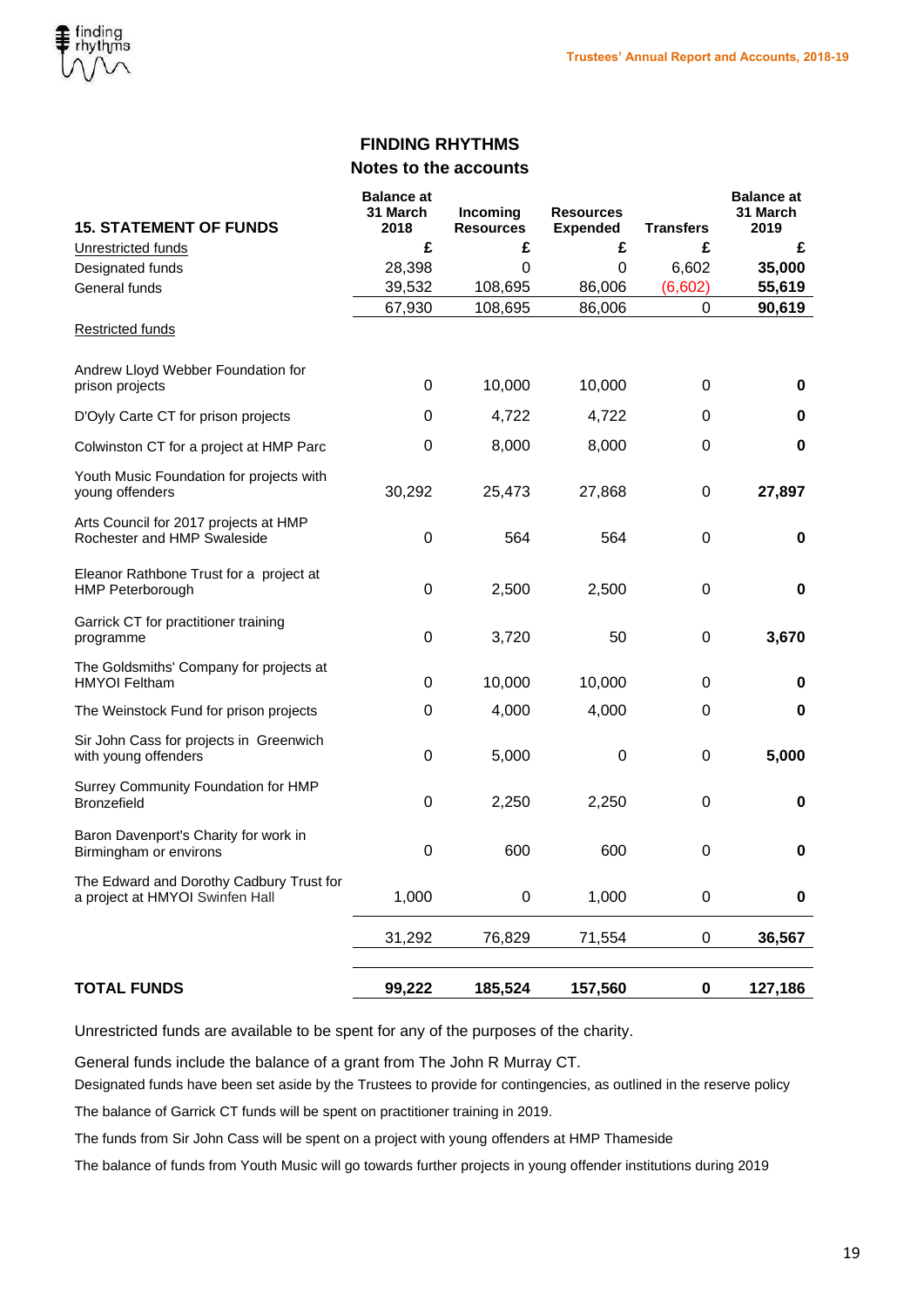## FINDING RHYTHMS
### Notes to the accounts

| 15. STATEMENT OF FUNDS | Balance at 31 March 2018 | Incoming Resources | Resources Expended | Transfers | Balance at 31 March 2019 |
|---|---|---|---|---|---|
| Unrestricted funds | £ | £ | £ | £ | £ |
| Designated funds | 28,398 | 0 | 0 | 6,602 | **35,000** |
| General funds | 39,532 | 108,695 | 86,006 | (6,602) | **55,619** |
| | 67,930 | 108,695 | 86,006 | 0 | **90,619** |
| Restricted funds | | | | | |
| Andrew Lloyd Webber Foundation for prison projects | 0 | 10,000 | 10,000 | 0 | **0** |
| D'Oyly Carte CT for prison projects | 0 | 4,722 | 4,722 | 0 | **0** |
| Colwinston CT for a project at HMP Parc | 0 | 8,000 | 8,000 | 0 | **0** |
| Youth Music Foundation for projects with young offenders | 30,292 | 25,473 | 27,868 | 0 | **27,897** |
| Arts Council for 2017 projects at HMP Rochester and HMP Swaleside | 0 | 564 | 564 | 0 | **0** |
| Eleanor Rathbone Trust for a project at HMP Peterborough | 0 | 2,500 | 2,500 | 0 | **0** |
| Garrick CT for practitioner training programme | 0 | 3,720 | 50 | 0 | **3,670** |
| The Goldsmiths' Company for projects at HMYOI Feltham | 0 | 10,000 | 10,000 | 0 | **0** |
| The Weinstock Fund for prison projects | 0 | 4,000 | 4,000 | 0 | **0** |
| Sir John Cass for projects in Greenwich with young offenders | 0 | 5,000 | 0 | 0 | **5,000** |
| Surrey Community Foundation for HMP Bronzefield | 0 | 2,250 | 2,250 | 0 | **0** |
| Baron Davenport's Charity for work in Birmingham or environs | 0 | 600 | 600 | 0 | **0** |
| The Edward and Dorothy Cadbury Trust for a project at HMYOI Swinfen Hall | 1,000 | 0 | 1,000 | 0 | **0** |
| | 31,292 | 76,829 | 71,554 | 0 | **36,567** |
| **TOTAL FUNDS** | **99,222** | **185,524** | **157,560** | **0** | **127,186** |

Unrestricted funds are available to be spent for any of the purposes of the charity.

General funds include the balance of a grant from The John R Murray CT.

Designated funds have been set aside by the Trustees to provide for contingencies, as outlined in the reserve policy

The balance of Garrick CT funds will be spent on practitioner training in 2019.

The funds from Sir John Cass will be spent on a project with young offenders at HMP Thameside

The balance of funds from Youth Music will go towards further projects in young offender institutions during 2019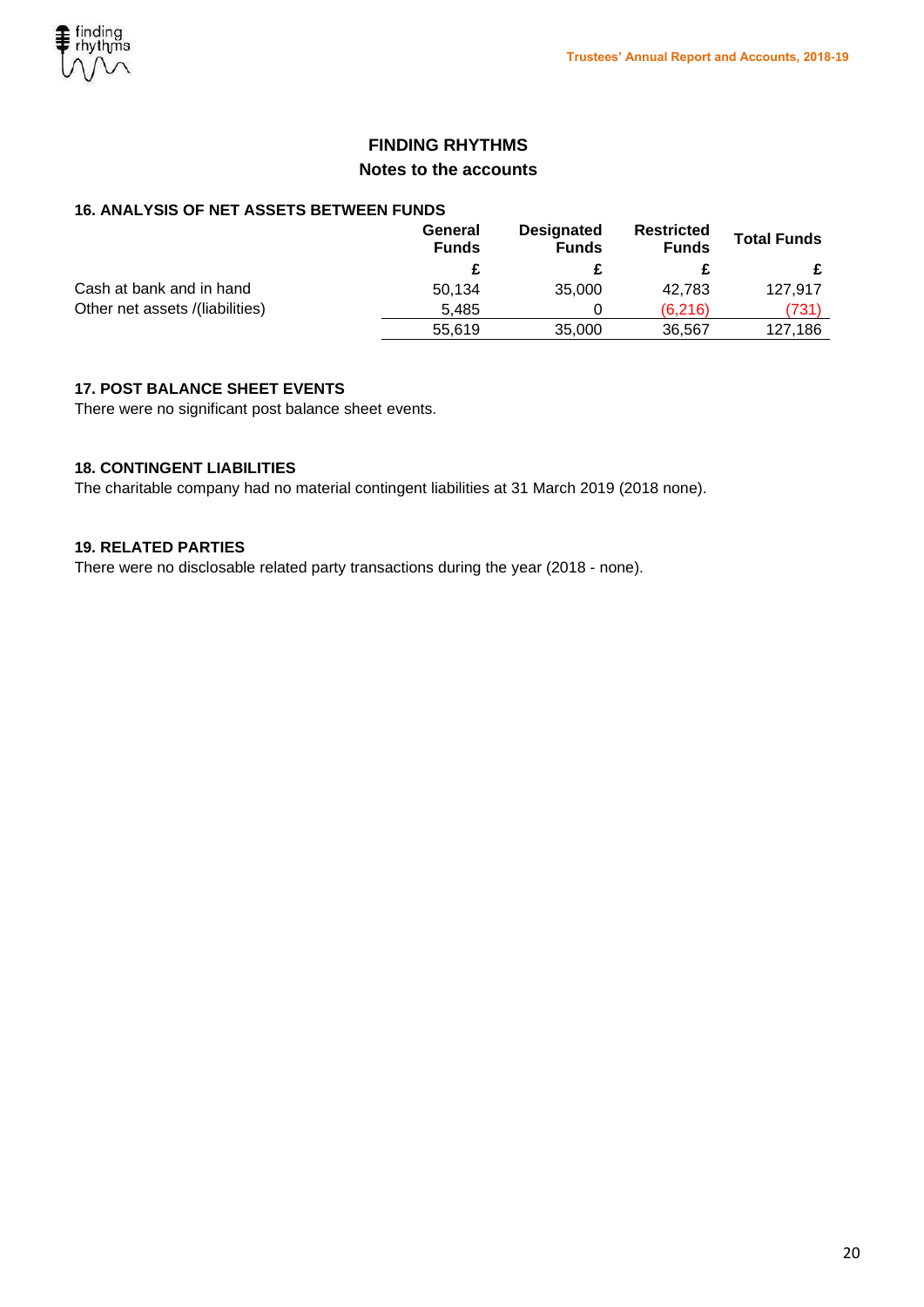# FINDING RHYTHMS

## Notes to the accounts

### 16. ANALYSIS OF NET ASSETS BETWEEN FUNDS

| | General Funds | Designated Funds | Restricted Funds | Total Funds |
|---|---|---|---|---|
| | £ | £ | £ | £ |
| Cash at bank and in hand | 50,134 | 35,000 | 42,783 | 127,917 |
| Other net assets /(liabilities) | 5,485 | 0 | (6,216) | (731) |
| | 55,619 | 35,000 | 36,567 | 127,186 |

### 17. POST BALANCE SHEET EVENTS

There were no significant post balance sheet events.

### 18. CONTINGENT LIABILITIES

The charitable company had no material contingent liabilities at 31 March 2019 (2018 none).

### 19. RELATED PARTIES

There were no disclosable related party transactions during the year (2018 - none).